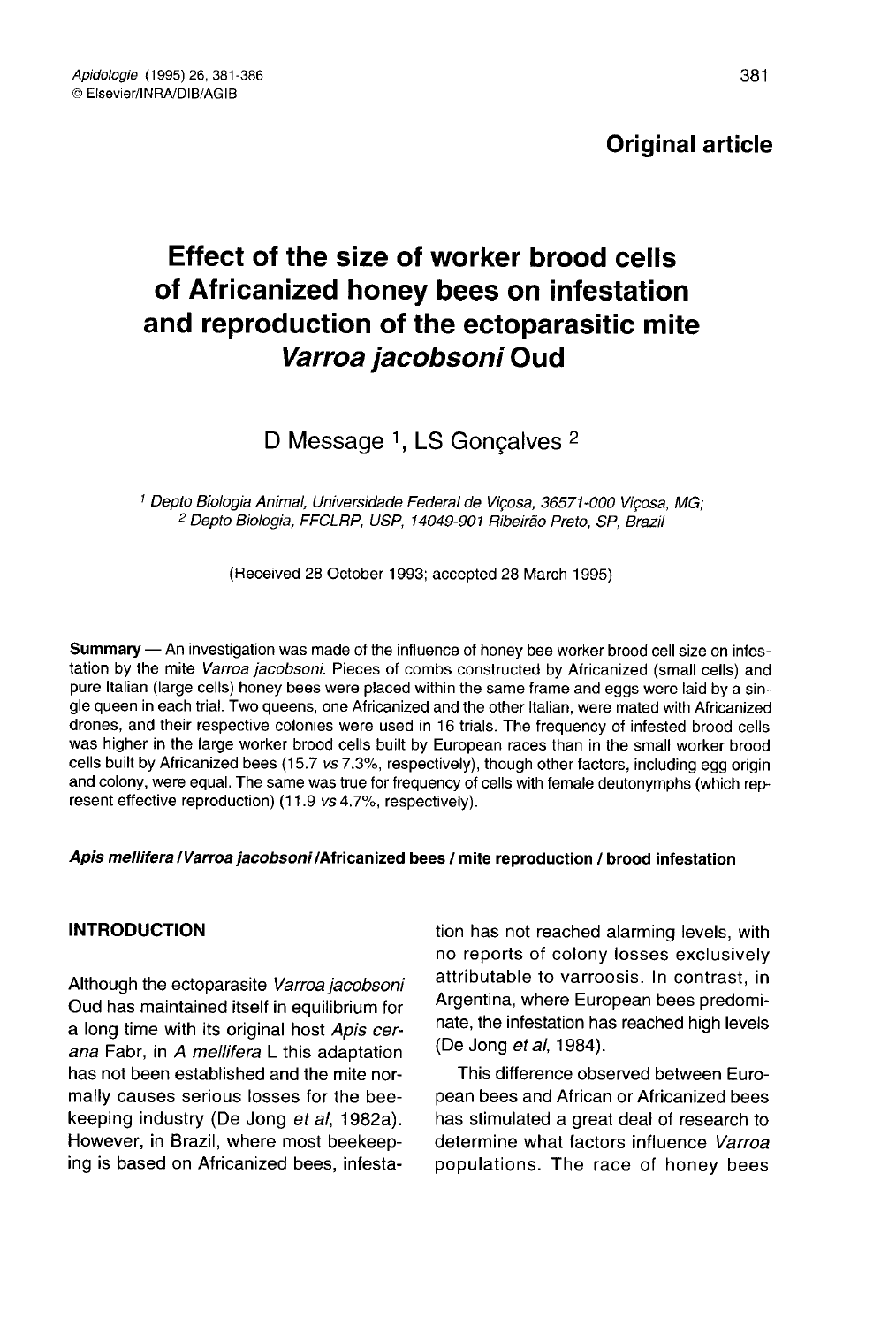**Original article**

# Effect of the size of worker brood cells of Africanized honey bees on infestation and reproduction of the ectoparasitic mite *Varroa jacobsoni* Oud

D Message [1], LS Gonçalves [2]

[1] Depto Biologia Animal, Universidade Federal de Viçosa, 36571-000 Viçosa, MG;
[2] Depto Biologia, FFCLRP, USP, 14049-901 Ribeirão Preto, SP, Brazil

(Received 28 October 1993; accepted 28 March 1995)

**Summary** — An investigation was made of the influence of honey bee worker brood cell size on infestation by the mite *Varroa jacobsoni*. Pieces of combs constructed by Africanized (small cells) and pure Italian (large cells) honey bees were placed within the same frame and eggs were laid by a single queen in each trial. Two queens, one Africanized and the other Italian, were mated with Africanized drones, and their respective colonies were used in 16 trials. The frequency of infested brood cells was higher in the large worker brood cells built by European races than in the small worker brood cells built by Africanized bees (15.7 *vs* 7.3%, respectively), though other factors, including egg origin and colony, were equal. The same was true for frequency of cells with female deutonymphs (which represent effective reproduction) (11.9 *vs* 4.7%, respectively).

***Apis mellifera* / *Varroa jacobsoni* / Africanized bees / mite reproduction / brood infestation**

## INTRODUCTION

Although the ectoparasite *Varroa jacobsoni* Oud has maintained itself in equilibrium for a long time with its original host *Apis cerana* Fabr, in *A mellifera* L this adaptation has not been established and the mite normally causes serious losses for the beekeeping industry (De Jong *et al*, 1982a). However, in Brazil, where most beekeeping is based on Africanized bees, infestation has not reached alarming levels, with no reports of colony losses exclusively attributable to varroosis. In contrast, in Argentina, where European bees predominate, the infestation has reached high levels (De Jong *et al*, 1984).

This difference observed between European bees and African or Africanized bees has stimulated a great deal of research to determine what factors influence *Varroa* populations. The race of honey bees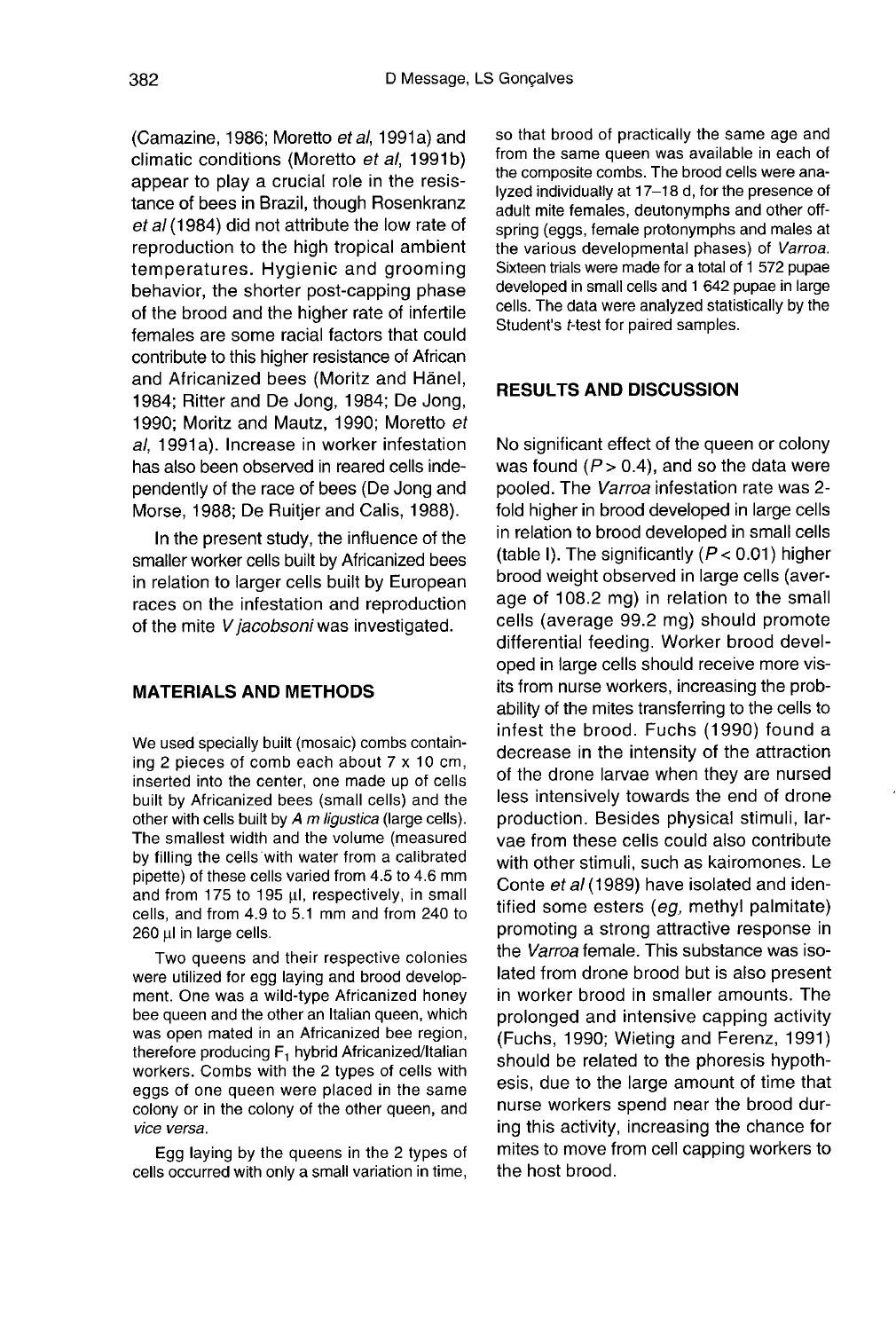(Camazine, 1986; Moretto *et al*, 1991a) and climatic conditions (Moretto *et al*, 1991b) appear to play a crucial role in the resistance of bees in Brazil, though Rosenkranz *et al* (1984) did not attribute the low rate of reproduction to the high tropical ambient temperatures. Hygienic and grooming behavior, the shorter post-capping phase of the brood and the higher rate of infertile females are some racial factors that could contribute to this higher resistance of African and Africanized bees (Moritz and Hänel, 1984; Ritter and De Jong, 1984; De Jong, 1990; Moritz and Mautz, 1990; Moretto *et al*, 1991a). Increase in worker infestation has also been observed in reared cells independently of the race of bees (De Jong and Morse, 1988; De Ruitjer and Calis, 1988).

In the present study, the influence of the smaller worker cells built by Africanized bees in relation to larger cells built by European races on the infestation and reproduction of the mite *V jacobsoni* was investigated.

## MATERIALS AND METHODS

We used specially built (mosaic) combs containing 2 pieces of comb each about 7 x 10 cm, inserted into the center, one made up of cells built by Africanized bees (small cells) and the other with cells built by *A m ligustica* (large cells). The smallest width and the volume (measured by filling the cells with water from a calibrated pipette) of these cells varied from 4.5 to 4.6 mm and from 175 to 195 μl, respectively, in small cells, and from 4.9 to 5.1 mm and from 240 to 260 μl in large cells.

Two queens and their respective colonies were utilized for egg laying and brood development. One was a wild-type Africanized honey bee queen and the other an Italian queen, which was open mated in an Africanized bee region, therefore producing $F_1$ hybrid Africanized/Italian workers. Combs with the 2 types of cells with eggs of one queen were placed in the same colony or in the colony of the other queen, and *vice versa*.

Egg laying by the queens in the 2 types of cells occurred with only a small variation in time, so that brood of practically the same age and from the same queen was available in each of the composite combs. The brood cells were analyzed individually at 17–18 d, for the presence of adult mite females, deutonymphs and other offspring (eggs, female protonymphs and males at the various developmental phases) of *Varroa*. Sixteen trials were made for a total of 1 572 pupae developed in small cells and 1 642 pupae in large cells. The data were analyzed statistically by the Student's *t*-test for paired samples.

## RESULTS AND DISCUSSION

No significant effect of the queen or colony was found ($P > 0.4$), and so the data were pooled. The *Varroa* infestation rate was 2-fold higher in brood developed in large cells in relation to brood developed in small cells (table I). The significantly ($P < 0.01$) higher brood weight observed in large cells (average of 108.2 mg) in relation to the small cells (average 99.2 mg) should promote differential feeding. Worker brood developed in large cells should receive more visits from nurse workers, increasing the probability of the mites transferring to the cells to infest the brood. Fuchs (1990) found a decrease in the intensity of the attraction of the drone larvae when they are nursed less intensively towards the end of drone production. Besides physical stimuli, larvae from these cells could also contribute with other stimuli, such as kairomones. Le Conte *et al* (1989) have isolated and identified some esters (*eg*, methyl palmitate) promoting a strong attractive response in the *Varroa* female. This substance was isolated from drone brood but is also present in worker brood in smaller amounts. The prolonged and intensive capping activity (Fuchs, 1990; Wieting and Ferenz, 1991) should be related to the phoresis hypothesis, due to the large amount of time that nurse workers spend near the brood during this activity, increasing the chance for mites to move from cell capping workers to the host brood.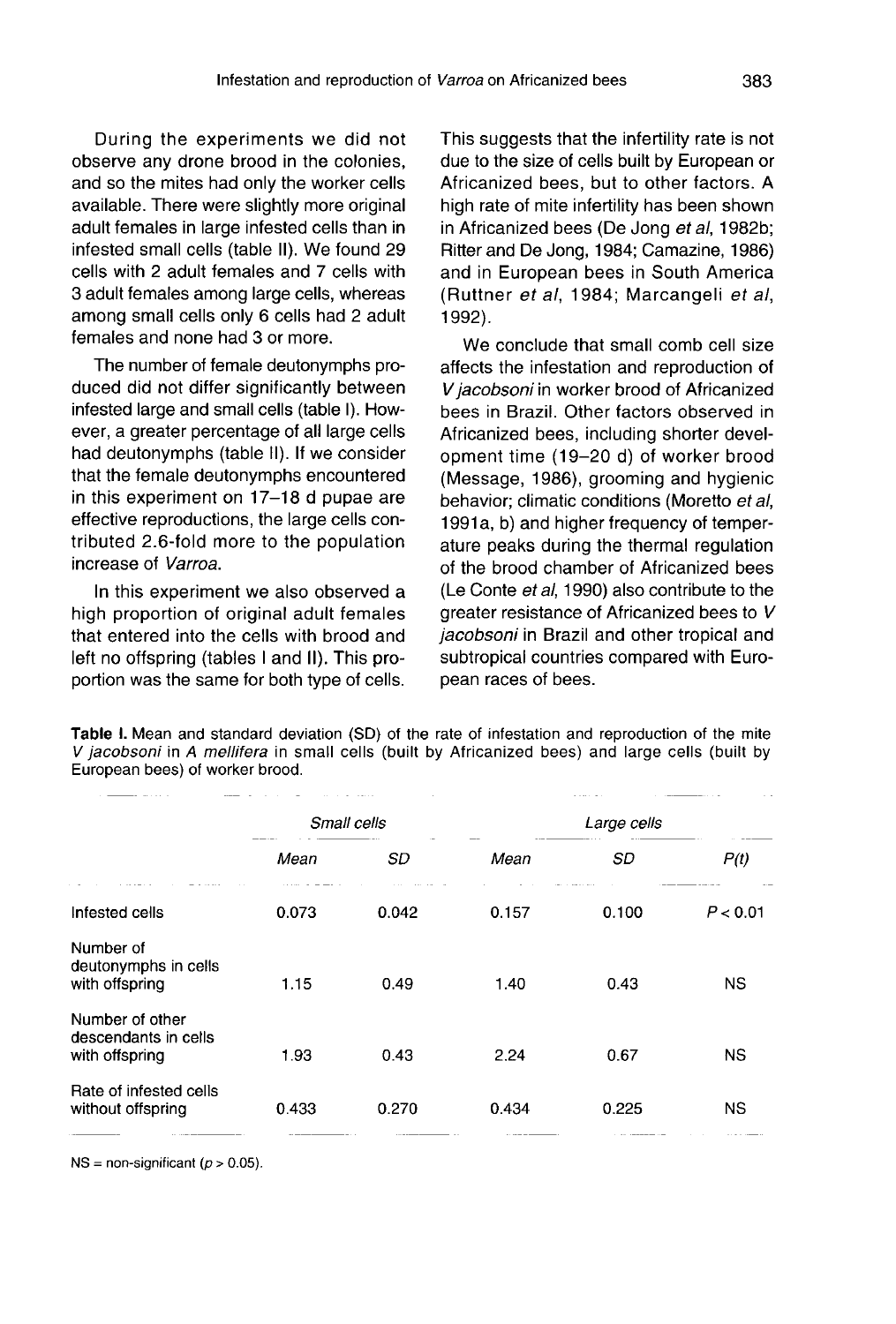During the experiments we did not observe any drone brood in the colonies, and so the mites had only the worker cells available. There were slightly more original adult females in large infested cells than in infested small cells (table II). We found 29 cells with 2 adult females and 7 cells with 3 adult females among large cells, whereas among small cells only 6 cells had 2 adult females and none had 3 or more.

The number of female deutonymphs produced did not differ significantly between infested large and small cells (table I). However, a greater percentage of all large cells had deutonymphs (table II). If we consider that the female deutonymphs encountered in this experiment on 17–18 d pupae are effective reproductions, the large cells contributed 2.6-fold more to the population increase of *Varroa*.

In this experiment we also observed a high proportion of original adult females that entered into the cells with brood and left no offspring (tables I and II). This proportion was the same for both type of cells. This suggests that the infertility rate is not due to the size of cells built by European or Africanized bees, but to other factors. A high rate of mite infertility has been shown in Africanized bees (De Jong *et al*, 1982b; Ritter and De Jong, 1984; Camazine, 1986) and in European bees in South America (Ruttner *et al*, 1984; Marcangeli *et al*, 1992).

We conclude that small comb cell size affects the infestation and reproduction of *V jacobsoni* in worker brood of Africanized bees in Brazil. Other factors observed in Africanized bees, including shorter development time (19–20 d) of worker brood (Message, 1986), grooming and hygienic behavior; climatic conditions (Moretto *et al*, 1991a, b) and higher frequency of temperature peaks during the thermal regulation of the brood chamber of Africanized bees (Le Conte *et al*, 1990) also contribute to the greater resistance of Africanized bees to *V jacobsoni* in Brazil and other tropical and subtropical countries compared with European races of bees.

**Table I.** Mean and standard deviation (SD) of the rate of infestation and reproduction of the mite *V jacobsoni* in *A mellifera* in small cells (built by Africanized bees) and large cells (built by European bees) of worker brood.

| | *Small cells* | | *Large cells* | | |
|---|---|---|---|---|---|
| | *Mean* | *SD* | *Mean* | *SD* | *P(t)* |
| Infested cells | 0.073 | 0.042 | 0.157 | 0.100 | $P < 0.01$ |
| Number of deutonymphs in cells with offspring | 1.15 | 0.49 | 1.40 | 0.43 | NS |
| Number of other descendants in cells with offspring | 1.93 | 0.43 | 2.24 | 0.67 | NS |
| Rate of infested cells without offspring | 0.433 | 0.270 | 0.434 | 0.225 | NS |

NS = non-significant ($p > 0.05$).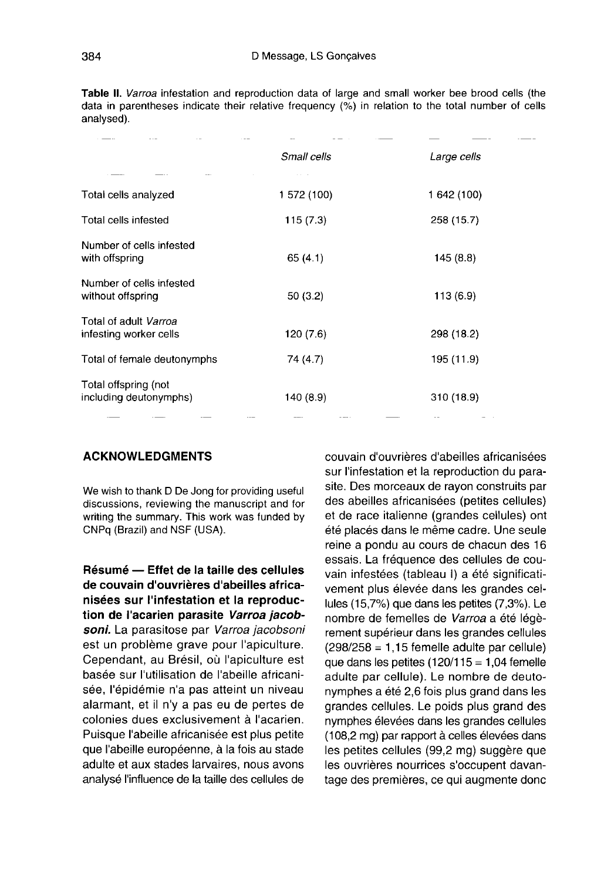**Table II.** *Varroa* infestation and reproduction data of large and small worker bee brood cells (the data in parentheses indicate their relative frequency (%) in relation to the total number of cells analysed).

| | *Small cells* | *Large cells* |
|---|---|---|
| Total cells analyzed | 1 572 (100) | 1 642 (100) |
| Total cells infested | 115 (7.3) | 258 (15.7) |
| Number of cells infested with offspring | 65 (4.1) | 145 (8.8) |
| Number of cells infested without offspring | 50 (3.2) | 113 (6.9) |
| Total of adult *Varroa* infesting worker cells | 120 (7.6) | 298 (18.2) |
| Total of female deutonymphs | 74 (4.7) | 195 (11.9) |
| Total offspring (not including deutonymphs) | 140 (8.9) | 310 (18.9) |

## ACKNOWLEDGMENTS

We wish to thank D De Jong for providing useful discussions, reviewing the manuscript and for writing the summary. This work was funded by CNPq (Brazil) and NSF (USA).

**Résumé — Effet de la taille des cellules de couvain d'ouvrières d'abeilles africanisées sur l'infestation et la reproduction de l'acarien parasite *Varroa jacobsoni*.** La parasitose par *Varroa jacobsoni* est un problème grave pour l'apiculture. Cependant, au Brésil, où l'apiculture est basée sur l'utilisation de l'abeille africanisée, l'épidémie n'a pas atteint un niveau alarmant, et il n'y a pas eu de pertes de colonies dues exclusivement à l'acarien. Puisque l'abeille africanisée est plus petite que l'abeille européenne, à la fois au stade adulte et aux stades larvaires, nous avons analysé l'influence de la taille des cellules de couvain d'ouvrières d'abeilles africanisées sur l'infestation et la reproduction du parasite. Des morceaux de rayon construits par des abeilles africanisées (petites cellules) et de race italienne (grandes cellules) ont été placés dans le même cadre. Une seule reine a pondu au cours de chacun des 16 essais. La fréquence des cellules de couvain infestées (tableau I) a été significativement plus élevée dans les grandes cellules (15,7%) que dans les petites (7,3%). Le nombre de femelles de *Varroa* a été légèrement supérieur dans les grandes cellules (298/258 = 1,15 femelle adulte par cellule) que dans les petites (120/115 = 1,04 femelle adulte par cellule). Le nombre de deutonymphes a été 2,6 fois plus grand dans les grandes cellules. Le poids plus grand des nymphes élevées dans les grandes cellules (108,2 mg) par rapport à celles élevées dans les petites cellules (99,2 mg) suggère que les ouvrières nourrices s'occupent davantage des premières, ce qui augmente donc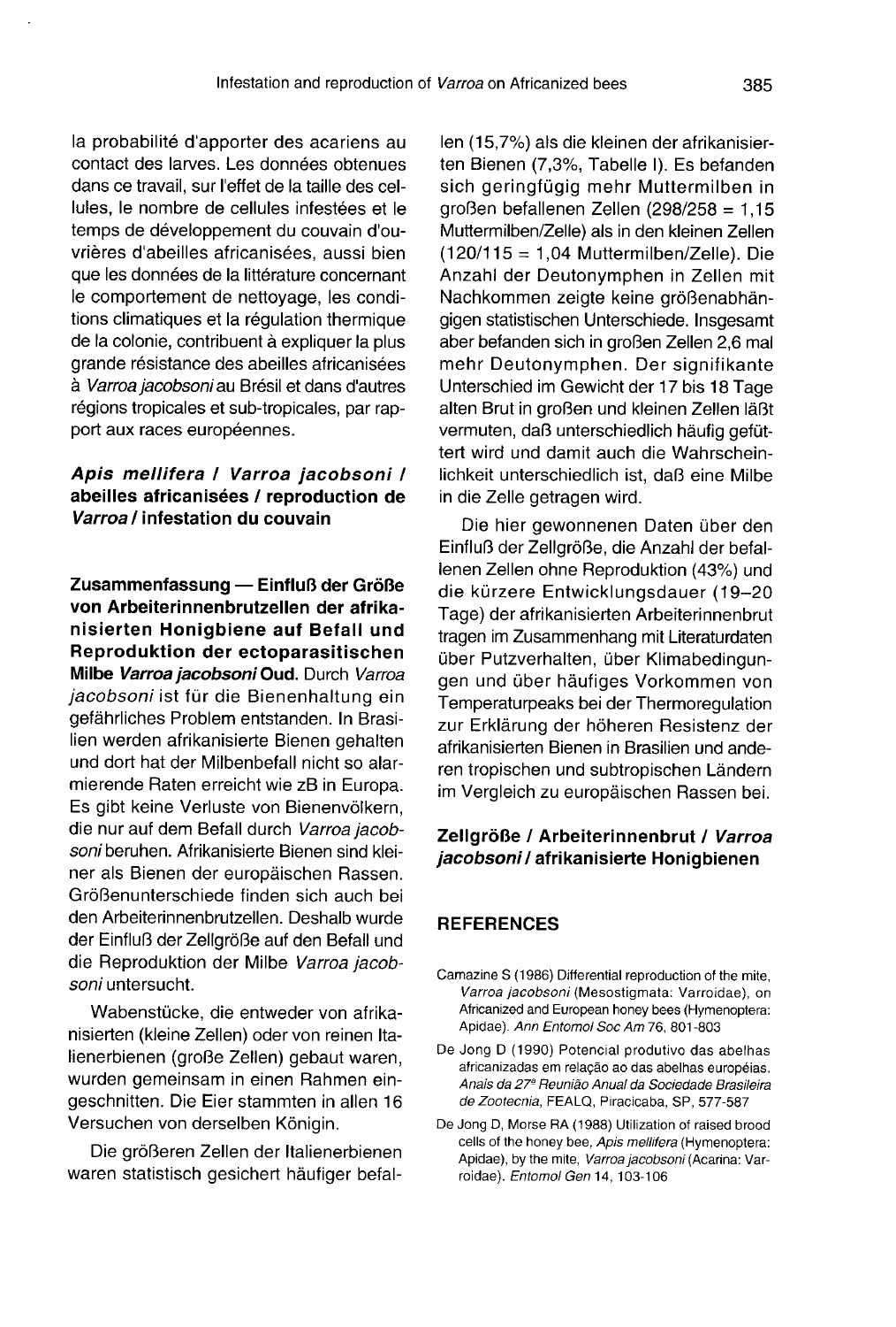la probabilité d'apporter des acariens au contact des larves. Les données obtenues dans ce travail, sur l'effet de la taille des cellules, le nombre de cellules infestées et le temps de développement du couvain d'ouvrières d'abeilles africanisées, aussi bien que les données de la littérature concernant le comportement de nettoyage, les conditions climatiques et la régulation thermique de la colonie, contribuent à expliquer la plus grande résistance des abeilles africanisées à *Varroa jacobsoni* au Brésil et dans d'autres régions tropicales et sub-tropicales, par rapport aux races européennes.

***Apis mellifera* / *Varroa jacobsoni* / abeilles africanisées / reproduction de *Varroa* / infestation du couvain**

**Zusammenfassung — Einfluß der Größe von Arbeiterinnenbrutzellen der afrikanisierten Honigbiene auf Befall und Reproduktion der ectoparasitischen Milbe *Varroa jacobsoni* Oud.** Durch *Varroa jacobsoni* ist für die Bienenhaltung ein gefährliches Problem entstanden. In Brasilien werden afrikanisierte Bienen gehalten und dort hat der Milbenbefall nicht so alarmierende Raten erreicht wie zB in Europa. Es gibt keine Verluste von Bienenvölkern, die nur auf dem Befall durch *Varroa jacobsoni* beruhen. Afrikanisierte Bienen sind kleiner als Bienen der europäischen Rassen. Größenunterschiede finden sich auch bei den Arbeiterinnenbrutzellen. Deshalb wurde der Einfluß der Zellgröße auf den Befall und die Reproduktion der Milbe *Varroa jacobsoni* untersucht.

Wabenstücke, die entweder von afrikanisierten (kleine Zellen) oder von reinen Italienerbienen (große Zellen) gebaut waren, wurden gemeinsam in einen Rahmen eingeschnitten. Die Eier stammten in allen 16 Versuchen von derselben Königin.

Die größeren Zellen der Italienerbienen waren statistisch gesichert häufiger befallen (15,7%) als die kleinen der afrikanisierten Bienen (7,3%, Tabelle I). Es befanden sich geringfügig mehr Muttermilben in großen befallenen Zellen (298/258 = 1,15 Muttermilben/Zelle) als in den kleinen Zellen (120/115 = 1,04 Muttermilben/Zelle). Die Anzahl der Deutonymphen in Zellen mit Nachkommen zeigte keine größenabhängigen statistischen Unterschiede. Insgesamt aber befanden sich in großen Zellen 2,6 mal mehr Deutonymphen. Der signifikante Unterschied im Gewicht der 17 bis 18 Tage alten Brut in großen und kleinen Zellen läßt vermuten, daß unterschiedlich häufig gefüttert wird und damit auch die Wahrscheinlichkeit unterschiedlich ist, daß eine Milbe in die Zelle getragen wird.

Die hier gewonnenen Daten über den Einfluß der Zellgröße, die Anzahl der befallenen Zellen ohne Reproduktion (43%) und die kürzere Entwicklungsdauer (19–20 Tage) der afrikanisierten Arbeiterinnenbrut tragen im Zusammenhang mit Literaturdaten über Putzverhalten, über Klimabedingungen und über häufiges Vorkommen von Temperaturpeaks bei der Thermoregulation zur Erklärung der höheren Resistenz der afrikanisierten Bienen in Brasilien und anderen tropischen und subtropischen Ländern im Vergleich zu europäischen Rassen bei.

**Zellgröße / Arbeiterinnenbrut / *Varroa jacobsoni* / afrikanisierte Honigbienen**

## REFERENCES

Camazine S (1986) Differential reproduction of the mite, *Varroa jacobsoni* (Mesostigmata: Varroidae), on Africanized and European honey bees (Hymenoptera: Apidae). *Ann Entomol Soc Am* 76, 801-803

De Jong D (1990) Potencial produtivo das abelhas africanizadas em relação ao das abelhas européias. *Anais da 27ª Reunião Anual da Sociedade Brasileira de Zootecnia*, FEALQ, Piracicaba, SP, 577-587

De Jong D, Morse RA (1988) Utilization of raised brood cells of the honey bee, *Apis mellifera* (Hymenoptera: Apidae), by the mite, *Varroa jacobsoni* (Acarina: Varroidae). *Entomol Gen* 14, 103-106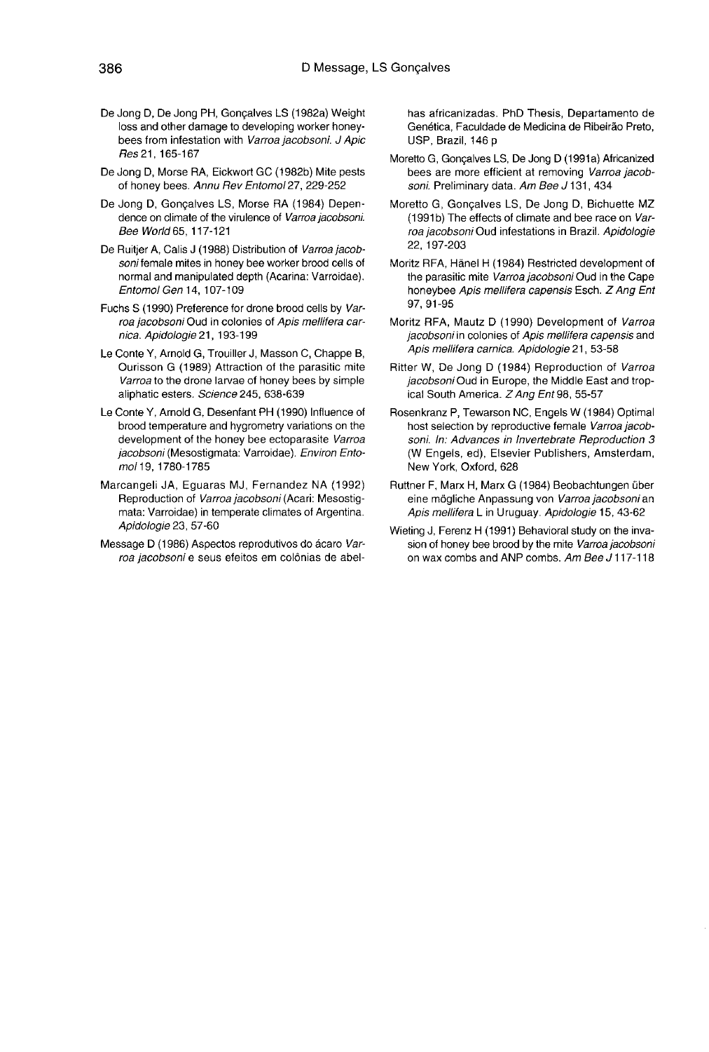De Jong D, De Jong PH, Gonçalves LS (1982a) Weight loss and other damage to developing worker honeybees from infestation with *Varroa jacobsoni*. *J Apic Res* 21, 165-167

De Jong D, Morse RA, Eickwort GC (1982b) Mite pests of honey bees. *Annu Rev Entomol* 27, 229-252

De Jong D, Gonçalves LS, Morse RA (1984) Dependence on climate of the virulence of *Varroa jacobsoni*. *Bee World* 65, 117-121

De Ruitjer A, Calis J (1988) Distribution of *Varroa jacobsoni* female mites in honey bee worker brood cells of normal and manipulated depth (Acarina: Varroidae). *Entomol Gen* 14, 107-109

Fuchs S (1990) Preference for drone brood cells by *Varroa jacobsoni* Oud in colonies of *Apis mellifera carnica*. *Apidologie* 21, 193-199

Le Conte Y, Arnold G, Trouiller J, Masson C, Chappe B, Ourisson G (1989) Attraction of the parasitic mite *Varroa* to the drone larvae of honey bees by simple aliphatic esters. *Science* 245, 638-639

Le Conte Y, Arnold G, Desenfant PH (1990) Influence of brood temperature and hygrometry variations on the development of the honey bee ectoparasite *Varroa jacobsoni* (Mesostigmata: Varroidae). *Environ Entomol* 19, 1780-1785

Marcangeli JA, Eguaras MJ, Fernandez NA (1992) Reproduction of *Varroa jacobsoni* (Acari: Mesostigmata: Varroidae) in temperate climates of Argentina. *Apidologie* 23, 57-60

Message D (1986) Aspectos reprodutivos do ácaro *Varroa jacobsoni* e seus efeitos em colônias de abelhas africanizadas. PhD Thesis, Departamento de Genética, Faculdade de Medicina de Ribeirão Preto, USP, Brazil, 146 p

Moretto G, Gonçalves LS, De Jong D (1991a) Africanized bees are more efficient at removing *Varroa jacobsoni*. Preliminary data. *Am Bee J* 131, 434

Moretto G, Gonçalves LS, De Jong D, Bichuette MZ (1991b) The effects of climate and bee race on *Varroa jacobsoni* Oud infestations in Brazil. *Apidologie* 22, 197-203

Moritz RFA, Hänel H (1984) Restricted development of the parasitic mite *Varroa jacobsoni* Oud in the Cape honeybee *Apis mellifera capensis* Esch. *Z Ang Ent* 97, 91-95

Moritz RFA, Mautz D (1990) Development of *Varroa jacobsoni* in colonies of *Apis mellifera capensis* and *Apis mellifera carnica*. *Apidologie* 21, 53-58

Ritter W, De Jong D (1984) Reproduction of *Varroa jacobsoni* Oud in Europe, the Middle East and tropical South America. *Z Ang Ent* 98, 55-57

Rosenkranz P, Tewarson NC, Engels W (1984) Optimal host selection by reproductive female *Varroa jacobsoni*. *In: Advances in Invertebrate Reproduction 3* (W Engels, ed), Elsevier Publishers, Amsterdam, New York, Oxford, 628

Ruttner F, Marx H, Marx G (1984) Beobachtungen über eine mögliche Anpassung von *Varroa jacobsoni* an *Apis mellifera* L in Uruguay. *Apidologie* 15, 43-62

Wieting J, Ferenz H (1991) Behavioral study on the invasion of honey bee brood by the mite *Varroa jacobsoni* on wax combs and ANP combs. *Am Bee J* 117-118